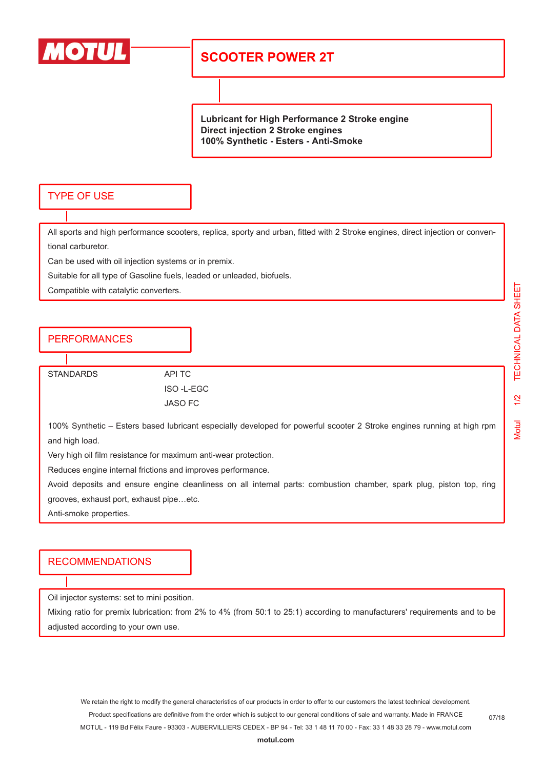MOTUL

# SCOOTER POWER 2T

**Lubricant for High Performance 2 Stroke engine**
**Direct injection 2 Stroke engines**
**100% Synthetic - Esters - Anti-Smoke**

## TYPE OF USE

All sports and high performance scooters, replica, sporty and urban, fitted with 2 Stroke engines, direct injection or conventional carburetor.

Can be used with oil injection systems or in premix.

Suitable for all type of Gasoline fuels, leaded or unleaded, biofuels.

Compatible with catalytic converters.

## PERFORMANCES

| STANDARDS | API TC |
|---|---|
| | ISO -L-EGC |
| | JASO FC |

100% Synthetic – Esters based lubricant especially developed for powerful scooter 2 Stroke engines running at high rpm and high load.

Very high oil film resistance for maximum anti-wear protection.

Reduces engine internal frictions and improves performance.

Avoid deposits and ensure engine cleanliness on all internal parts: combustion chamber, spark plug, piston top, ring grooves, exhaust port, exhaust pipe…etc.

Anti-smoke properties.

## RECOMMENDATIONS

Oil injector systems: set to mini position.

Mixing ratio for premix lubrication: from 2% to 4% (from 50:1 to 25:1) according to manufacturers' requirements and to be adjusted according to your own use.

We retain the right to modify the general characteristics of our products in order to offer to our customers the latest technical development.
Product specifications are definitive from the order which is subject to our general conditions of sale and warranty. Made in FRANCE
MOTUL - 119 Bd Félix Faure - 93303 - AUBERVILLIERS CEDEX - BP 94 - Tel: 33 1 48 11 70 00 - Fax: 33 1 48 33 28 79 - www.motul.com
**motul.com**

07/18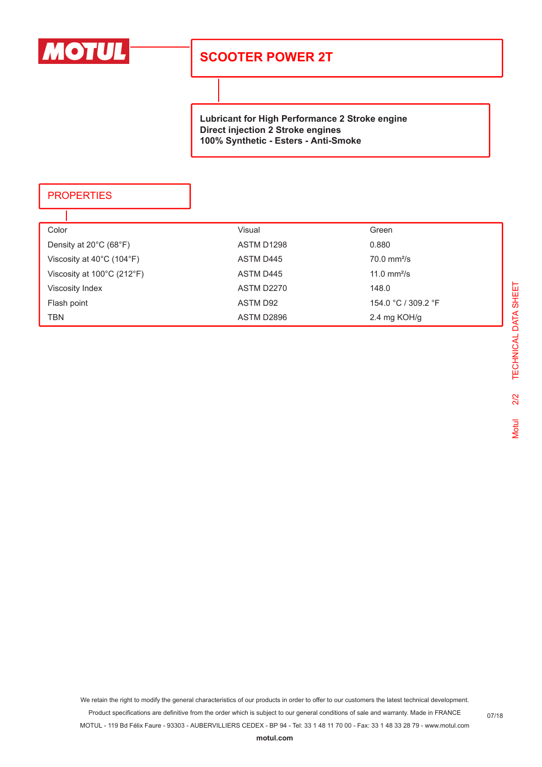# SCOOTER POWER 2T

**Lubricant for High Performance 2 Stroke engine**
**Direct injection 2 Stroke engines**
**100% Synthetic - Esters - Anti-Smoke**

## PROPERTIES

| | | |
|---|---|---|
| Color | Visual | Green |
| Density at 20°C (68°F) | ASTM D1298 | 0.880 |
| Viscosity at 40°C (104°F) | ASTM D445 | 70.0 mm²/s |
| Viscosity at 100°C (212°F) | ASTM D445 | 11.0 mm²/s |
| Viscosity Index | ASTM D2270 | 148.0 |
| Flash point | ASTM D92 | 154.0 °C / 309.2 °F |
| TBN | ASTM D2896 | 2.4 mg KOH/g |

We retain the right to modify the general characteristics of our products in order to offer to our customers the latest technical development.
Product specifications are definitive from the order which is subject to our general conditions of sale and warranty. Made in FRANCE
MOTUL - 119 Bd Félix Faure - 93303 - AUBERVILLIERS CEDEX - BP 94 - Tel: 33 1 48 11 70 00 - Fax: 33 1 48 33 28 79 - www.motul.com
07/18